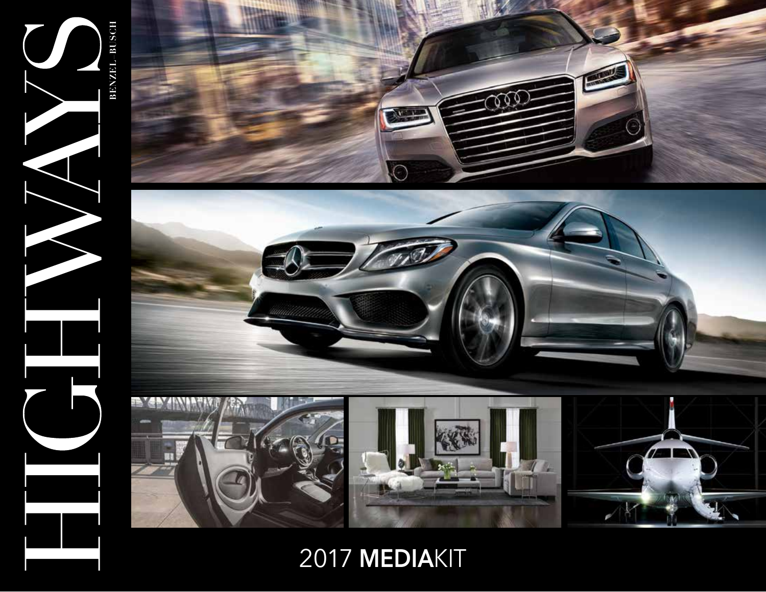# HIGHWAYS

BENZEL-BUSCH

2017 **MEDIA**KIT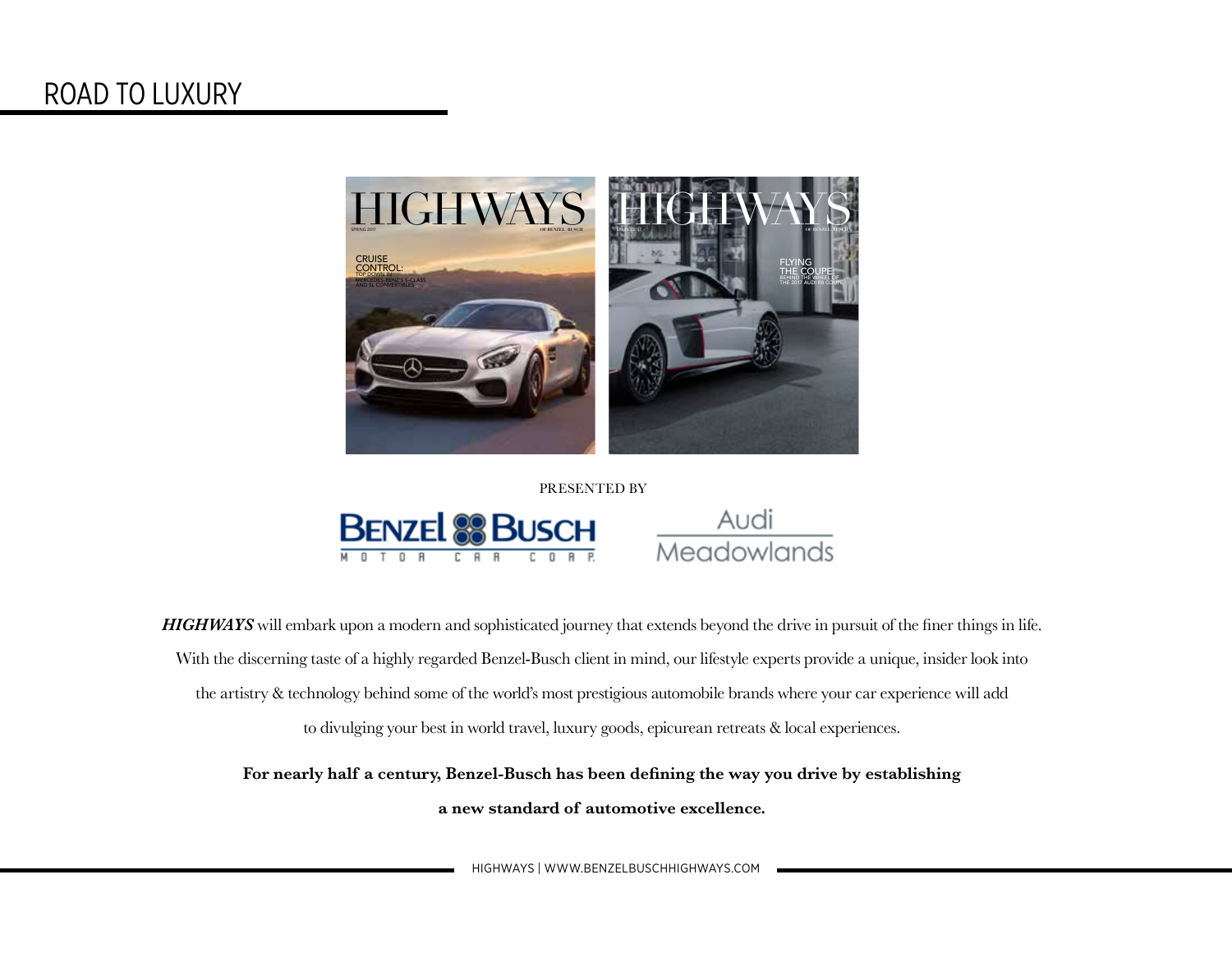# ROAD TO LUXURY

PRESENTED BY

***HIGHWAYS*** will embark upon a modern and sophisticated journey that extends beyond the drive in pursuit of the finer things in life. With the discerning taste of a highly regarded Benzel-Busch client in mind, our lifestyle experts provide a unique, insider look into the artistry & technology behind some of the world's most prestigious automobile brands where your car experience will add to divulging your best in world travel, luxury goods, epicurean retreats & local experiences.

**For nearly half a century, Benzel-Busch has been defining the way you drive by establishing a new standard of automotive excellence.**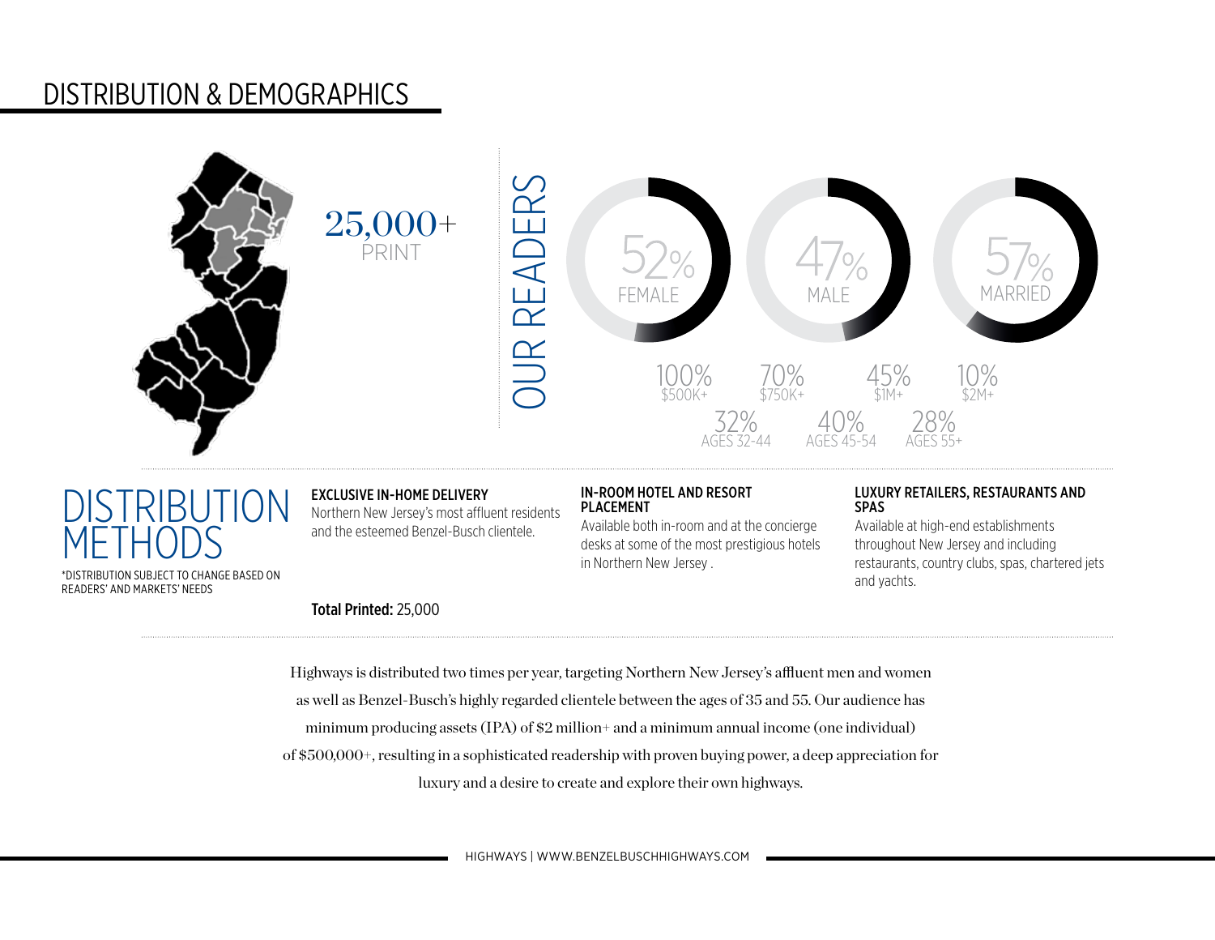## DISTRIBUTION & DEMOGRAPHICS

25,000+
PRINT

### OUR READERS

52% FEMALE

47% MALE

57% MARRIED

100% $500K+

70% $750K+

45% $1M+

10% $2M+

32% AGES 32-44

40% AGES 45-54

28% AGES 55+

## DISTRIBUTION METHODS

*DISTRIBUTION SUBJECT TO CHANGE BASED ON READERS' AND MARKETS' NEEDS

**EXCLUSIVE IN-HOME DELIVERY**
Northern New Jersey's most affluent residents and the esteemed Benzel-Busch clientele.

**IN-ROOM HOTEL AND RESORT PLACEMENT**
Available both in-room and at the concierge desks at some of the most prestigious hotels in Northern New Jersey .

**LUXURY RETAILERS, RESTAURANTS AND SPAS**
Available at high-end establishments throughout New Jersey and including restaurants, country clubs, spas, chartered jets and yachts.

**Total Printed:** 25,000

Highways is distributed two times per year, targeting Northern New Jersey's affluent men and women as well as Benzel-Busch's highly regarded clientele between the ages of 35 and 55. Our audience has minimum producing assets (IPA) of $2 million+ and a minimum annual income (one individual) of $500,000+, resulting in a sophisticated readership with proven buying power, a deep appreciation for luxury and a desire to create and explore their own highways.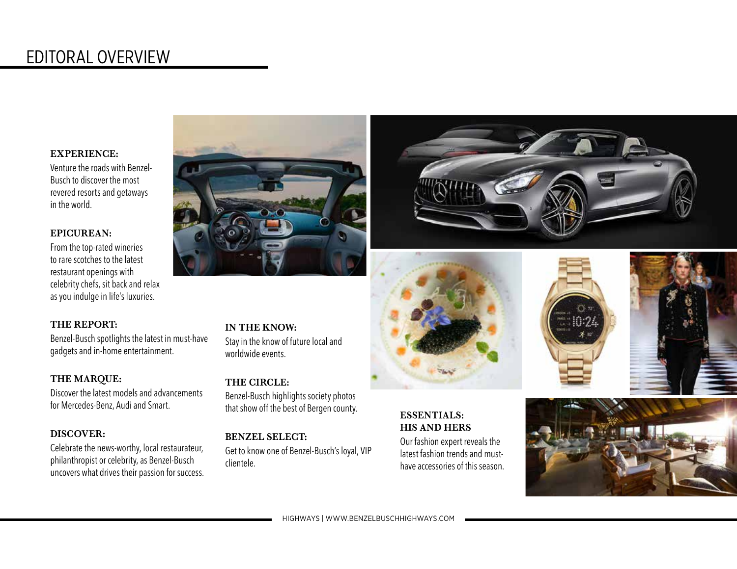# EDITORAL OVERVIEW

**EXPERIENCE:**
Venture the roads with Benzel-Busch to discover the most revered resorts and getaways in the world.

**EPICUREAN:**
From the top-rated wineries to rare scotches to the latest restaurant openings with celebrity chefs, sit back and relax as you indulge in life's luxuries.

**THE REPORT:**
Benzel-Busch spotlights the latest in must-have gadgets and in-home entertainment.

**THE MARQUE:**
Discover the latest models and advancements for Mercedes-Benz, Audi and Smart.

**DISCOVER:**
Celebrate the news-worthy, local restaurateur, philanthropist or celebrity, as Benzel-Busch uncovers what drives their passion for success.

**IN THE KNOW:**
Stay in the know of future local and worldwide events.

**THE CIRCLE:**
Benzel-Busch highlights society photos that show off the best of Bergen county.

**BENZEL SELECT:**
Get to know one of Benzel-Busch's loyal, VIP clientele.

**ESSENTIALS: HIS AND HERS**
Our fashion expert reveals the latest fashion trends and must-have accessories of this season.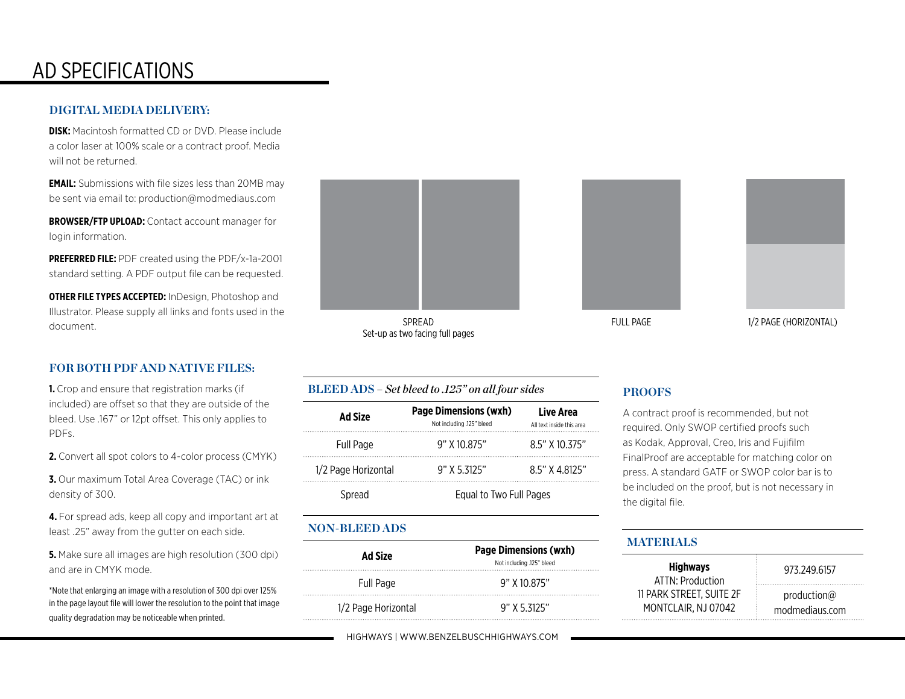# AD SPECIFICATIONS

## DIGITAL MEDIA DELIVERY:

**DISK:** Macintosh formatted CD or DVD. Please include a color laser at 100% scale or a contract proof. Media will not be returned.

**EMAIL:** Submissions with file sizes less than 20MB may be sent via email to: production@modmediaus.com

**BROWSER/FTP UPLOAD:** Contact account manager for login information.

**PREFERRED FILE:** PDF created using the PDF/x-1a-2001 standard setting. A PDF output file can be requested.

**OTHER FILE TYPES ACCEPTED:** InDesign, Photoshop and Illustrator. Please supply all links and fonts used in the document.

## FOR BOTH PDF AND NATIVE FILES:

**1.** Crop and ensure that registration marks (if included) are offset so that they are outside of the bleed. Use .167" or 12pt offset. This only applies to PDFs.

**2.** Convert all spot colors to 4-color process (CMYK)

**3.** Our maximum Total Area Coverage (TAC) or ink density of 300.

**4.** For spread ads, keep all copy and important art at least .25" away from the gutter on each side.

**5.** Make sure all images are high resolution (300 dpi) and are in CMYK mode.

*Note that enlarging an image with a resolution of 300 dpi over 125% in the page layout file will lower the resolution to the point that image quality degradation may be noticeable when printed.

SPREAD
Set-up as two facing full pages

FULL PAGE

1/2 PAGE (HORIZONTAL)

## BLEED ADS – *Set bleed to .125" on all four sides*

| Ad Size | Page Dimensions (wxh) Not including .125" bleed | Live Area All text inside this area |
|---|---|---|
| Full Page | 9" X 10.875" | 8.5" X 10.375" |
| 1/2 Page Horizontal | 9" X 5.3125" | 8.5" X 4.8125" |
| Spread | Equal to Two Full Pages | |

## NON-BLEED ADS

| Ad Size | Page Dimensions (wxh) Not including .125" bleed |
|---|---|
| Full Page | 9" X 10.875" |
| 1/2 Page Horizontal | 9" X 5.3125" |

## PROOFS

A contract proof is recommended, but not required. Only SWOP certified proofs such as Kodak, Approval, Creo, Iris and Fujifilm FinalProof are acceptable for matching color on press. A standard GATF or SWOP color bar is to be included on the proof, but is not necessary in the digital file.

## MATERIALS

| **Highways** ATTN: Production 11 PARK STREET, SUITE 2F MONTCLAIR, NJ 07042 | 973.249.6157 |
|---|---|
| | production@modmediaus.com |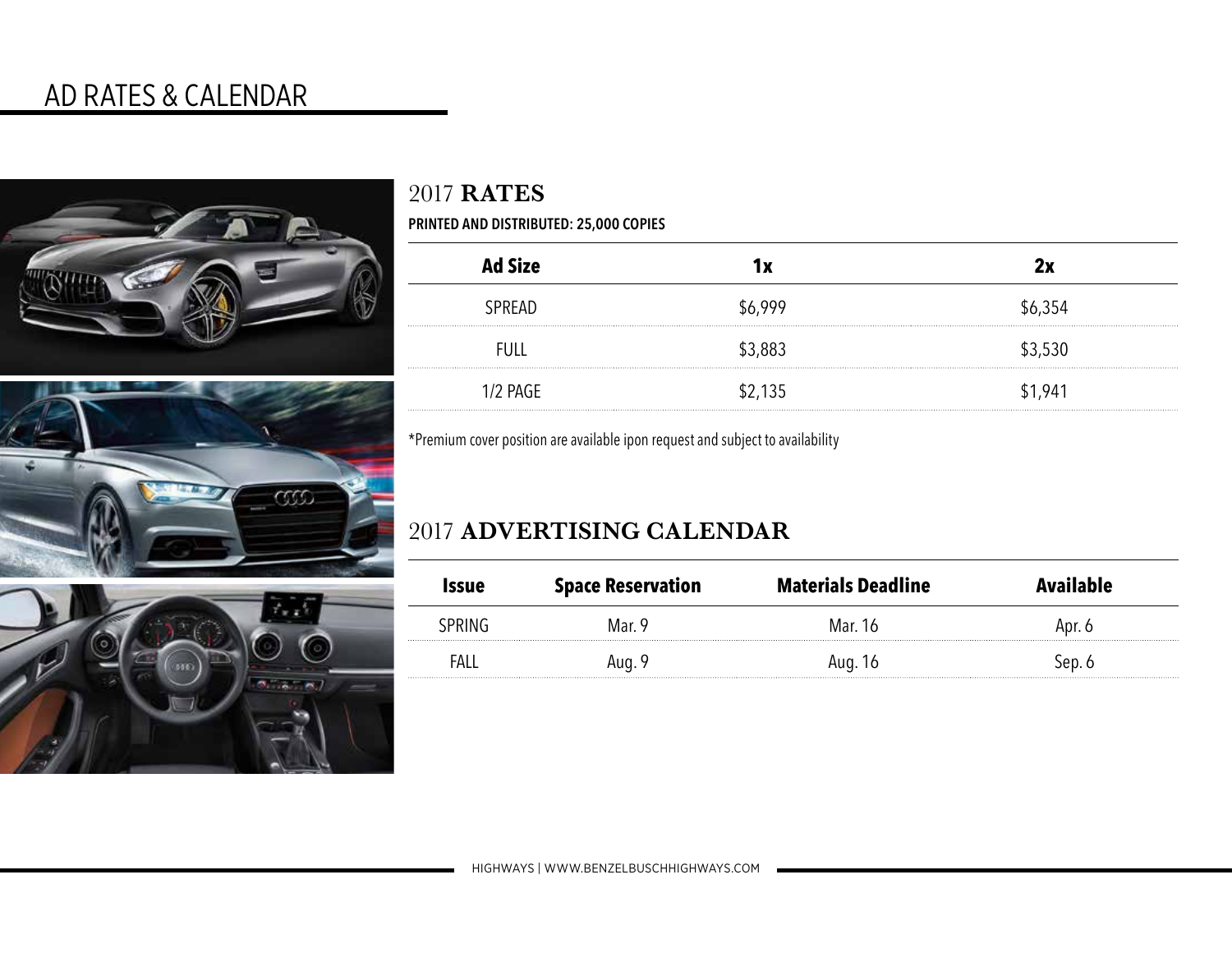# AD RATES & CALENDAR

## 2017 **RATES**

**PRINTED AND DISTRIBUTED: 25,000 COPIES**

| Ad Size | 1x | 2x |
|---|---|---|
| SPREAD | $6,999 | $6,354 |
| FULL | $3,883 | $3,530 |
| 1/2 PAGE | $2,135 | $1,941 |

*Premium cover position are available ipon request and subject to availability

## 2017 **ADVERTISING CALENDAR**

| Issue | Space Reservation | Materials Deadline | Available |
|---|---|---|---|
| SPRING | Mar. 9 | Mar. 16 | Apr. 6 |
| FALL | Aug. 9 | Aug. 16 | Sep. 6 |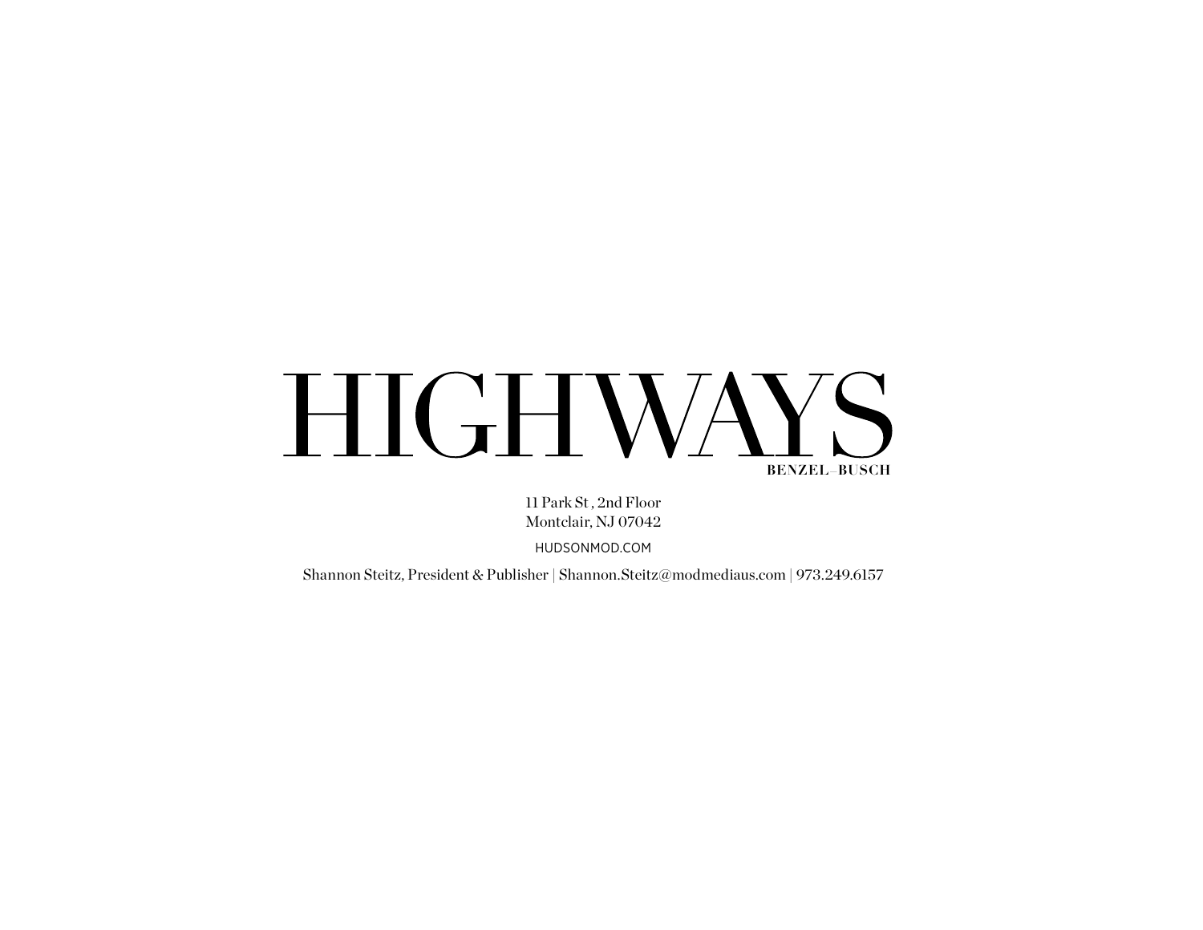# HIGHWAYS

**BENZEL–BUSCH**

11 Park St , 2nd Floor
Montclair, NJ 07042

HUDSONMOD.COM

Shannon Steitz, President & Publisher | Shannon.Steitz@modmediaus.com | 973.249.6157